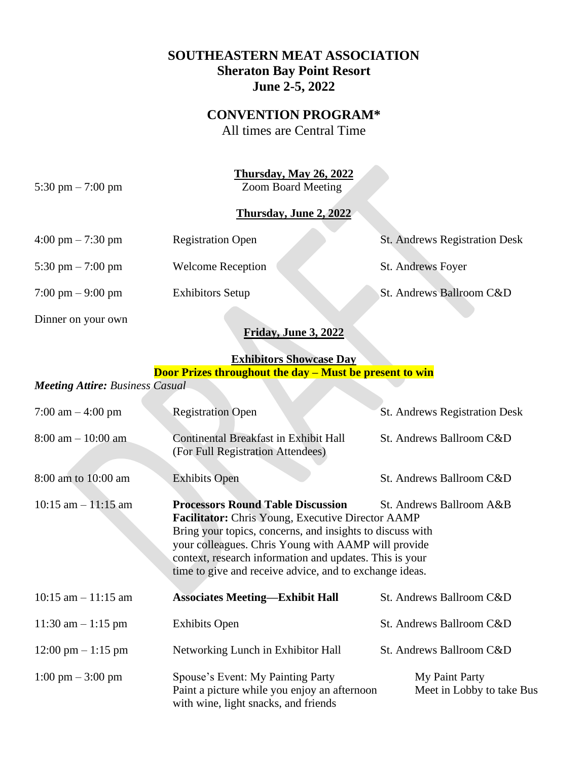# SOUTHEASTERN MEAT ASSOCIATION
## Sheraton Bay Point Resort
## June 2-5, 2022

## CONVENTION PROGRAM*
All times are Central Time

### Thursday, May 26, 2022

5:30 pm – 7:00 pm — Zoom Board Meeting

### Thursday, June 2, 2022

| Time | Event | Location |
|---|---|---|
| 4:00 pm – 7:30 pm | Registration Open | St. Andrews Registration Desk |
| 5:30 pm – 7:00 pm | Welcome Reception | St. Andrews Foyer |
| 7:00 pm – 9:00 pm | Exhibitors Setup | St. Andrews Ballroom C&D |

Dinner on your own

### Friday, June 3, 2022

**Exhibitors Showcase Day**

**Door Prizes throughout the day – Must be present to win**

***Meeting Attire:*** *Business Casual*

| Time | Event | Location |
|---|---|---|
| 7:00 am – 4:00 pm | Registration Open | St. Andrews Registration Desk |
| 8:00 am – 10:00 am | Continental Breakfast in Exhibit Hall (For Full Registration Attendees) | St. Andrews Ballroom C&D |
| 8:00 am to 10:00 am | Exhibits Open | St. Andrews Ballroom C&D |
| 10:15 am – 11:15 am | **Processors Round Table Discussion**<br>**Facilitator:** Chris Young, Executive Director AAMP<br>Bring your topics, concerns, and insights to discuss with your colleagues. Chris Young with AAMP will provide context, research information and updates. This is your time to give and receive advice, and to exchange ideas. | St. Andrews Ballroom A&B |
| 10:15 am – 11:15 am | **Associates Meeting—Exhibit Hall** | St. Andrews Ballroom C&D |
| 11:30 am – 1:15 pm | Exhibits Open | St. Andrews Ballroom C&D |
| 12:00 pm – 1:15 pm | Networking Lunch in Exhibitor Hall | St. Andrews Ballroom C&D |
| 1:00 pm – 3:00 pm | Spouse's Event: My Painting Party<br>Paint a picture while you enjoy an afternoon with wine, light snacks, and friends | My Paint Party<br>Meet in Lobby to take Bus |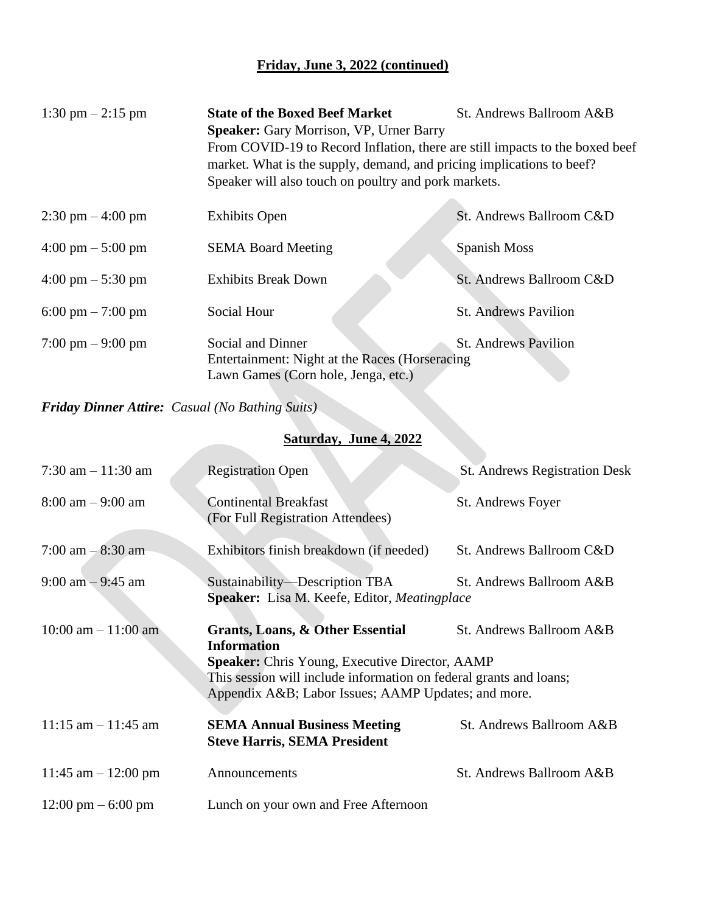## Friday, June 3, 2022 (continued)

| Time | Event | Location |
|---|---|---|
| 1:30 pm – 2:15 pm | **State of the Boxed Beef Market**<br>**Speaker:** Gary Morrison, VP, Urner Barry<br>From COVID-19 to Record Inflation, there are still impacts to the boxed beef market. What is the supply, demand, and pricing implications to beef? Speaker will also touch on poultry and pork markets. | St. Andrews Ballroom A&B |
| 2:30 pm – 4:00 pm | Exhibits Open | St. Andrews Ballroom C&D |
| 4:00 pm – 5:00 pm | SEMA Board Meeting | Spanish Moss |
| 4:00 pm – 5:30 pm | Exhibits Break Down | St. Andrews Ballroom C&D |
| 6:00 pm – 7:00 pm | Social Hour | St. Andrews Pavilion |
| 7:00 pm – 9:00 pm | Social and Dinner<br>Entertainment: Night at the Races (Horseracing<br>Lawn Games (Corn hole, Jenga, etc.) | St. Andrews Pavilion |

***Friday Dinner Attire:*** *Casual (No Bathing Suits)*

## Saturday, June 4, 2022

| Time | Event | Location |
|---|---|---|
| 7:30 am – 11:30 am | Registration Open | St. Andrews Registration Desk |
| 8:00 am – 9:00 am | Continental Breakfast<br>(For Full Registration Attendees) | St. Andrews Foyer |
| 7:00 am – 8:30 am | Exhibitors finish breakdown (if needed) | St. Andrews Ballroom C&D |
| 9:00 am – 9:45 am | Sustainability—Description TBA<br>**Speaker:** Lisa M. Keefe, Editor, *Meatingplace* | St. Andrews Ballroom A&B |
| 10:00 am – 11:00 am | **Grants, Loans, & Other Essential Information**<br>**Speaker:** Chris Young, Executive Director, AAMP<br>This session will include information on federal grants and loans; Appendix A&B; Labor Issues; AAMP Updates; and more. | St. Andrews Ballroom A&B |
| 11:15 am – 11:45 am | **SEMA Annual Business Meeting**<br>**Steve Harris, SEMA President** | St. Andrews Ballroom A&B |
| 11:45 am – 12:00 pm | Announcements | St. Andrews Ballroom A&B |
| 12:00 pm – 6:00 pm | Lunch on your own and Free Afternoon | |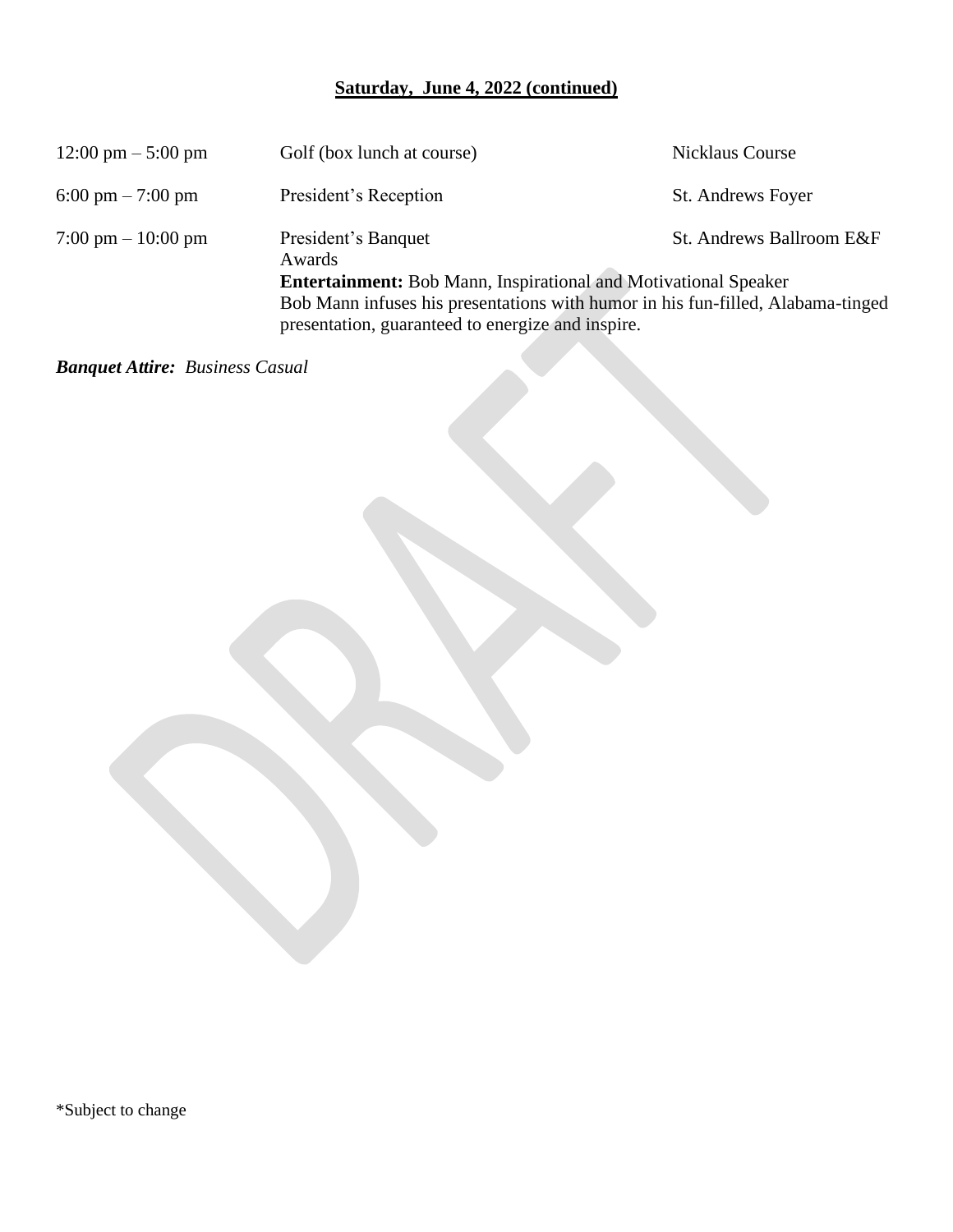## Saturday, June 4, 2022 (continued)

| | | |
|---|---|---|
| 12:00 pm – 5:00 pm | Golf (box lunch at course) | Nicklaus Course |
| 6:00 pm – 7:00 pm | President's Reception | St. Andrews Foyer |
| 7:00 pm – 10:00 pm | President's Banquet<br>Awards<br>**Entertainment:** Bob Mann, Inspirational and Motivational Speaker<br>Bob Mann infuses his presentations with humor in his fun-filled, Alabama-tinged presentation, guaranteed to energize and inspire. | St. Andrews Ballroom E&F |

***Banquet Attire:*** *Business Casual*

DRAFT

*Subject to change